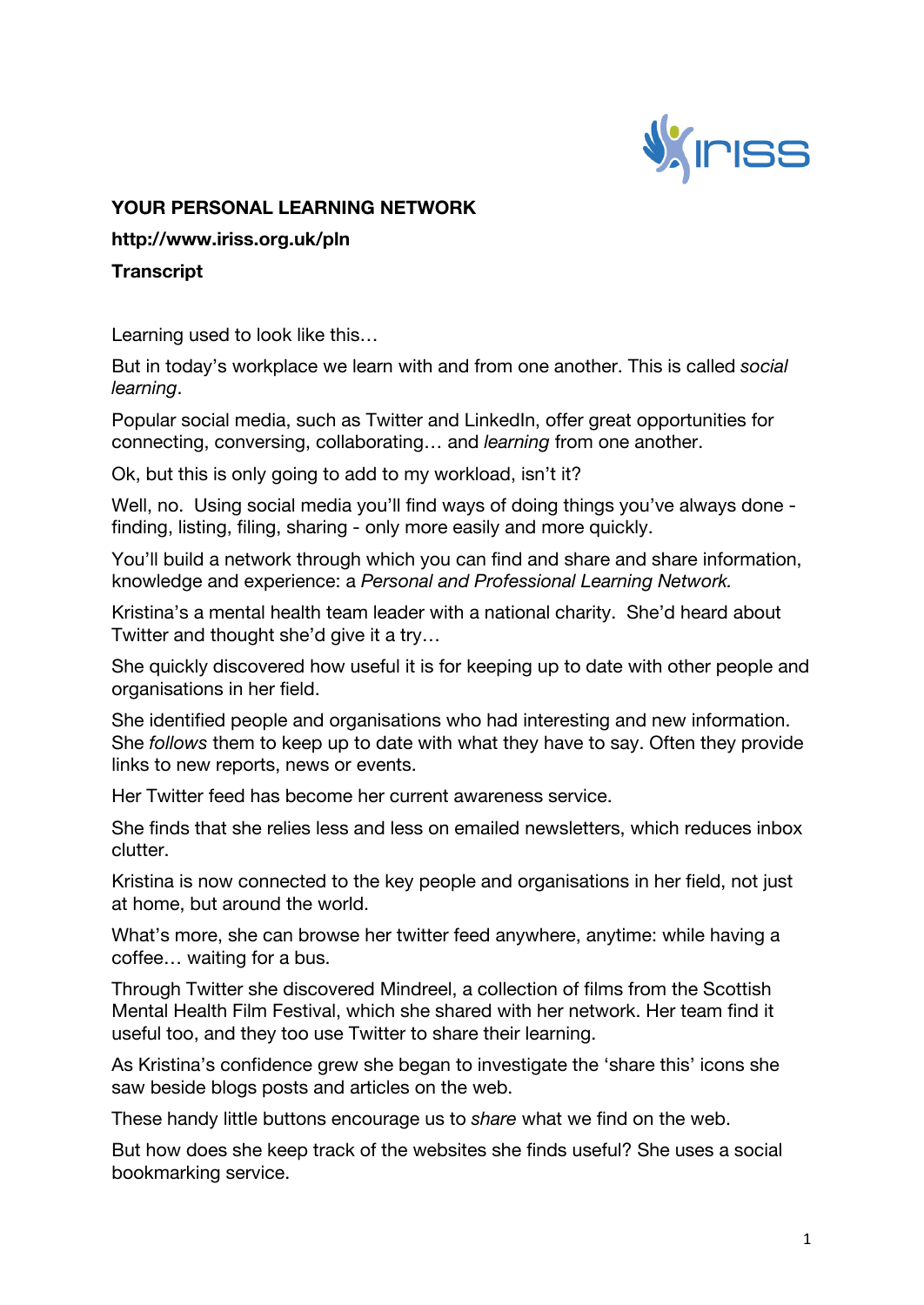**YOUR PERSONAL LEARNING NETWORK**

**http://www.iriss.org.uk/pln**

**Transcript**

Learning used to look like this…

But in today's workplace we learn with and from one another. This is called *social learning*.

Popular social media, such as Twitter and LinkedIn, offer great opportunities for connecting, conversing, collaborating… and *learning* from one another.

Ok, but this is only going to add to my workload, isn't it?

Well, no. Using social media you'll find ways of doing things you've always done - finding, listing, filing, sharing - only more easily and more quickly.

You'll build a network through which you can find and share and share information, knowledge and experience: a *Personal and Professional Learning Network.*

Kristina's a mental health team leader with a national charity. She'd heard about Twitter and thought she'd give it a try…

She quickly discovered how useful it is for keeping up to date with other people and organisations in her field.

She identified people and organisations who had interesting and new information. She *follows* them to keep up to date with what they have to say. Often they provide links to new reports, news or events.

Her Twitter feed has become her current awareness service.

She finds that she relies less and less on emailed newsletters, which reduces inbox clutter.

Kristina is now connected to the key people and organisations in her field, not just at home, but around the world.

What's more, she can browse her twitter feed anywhere, anytime: while having a coffee… waiting for a bus.

Through Twitter she discovered Mindreel, a collection of films from the Scottish Mental Health Film Festival, which she shared with her network. Her team find it useful too, and they too use Twitter to share their learning.

As Kristina's confidence grew she began to investigate the 'share this' icons she saw beside blogs posts and articles on the web.

These handy little buttons encourage us to *share* what we find on the web.

But how does she keep track of the websites she finds useful? She uses a social bookmarking service.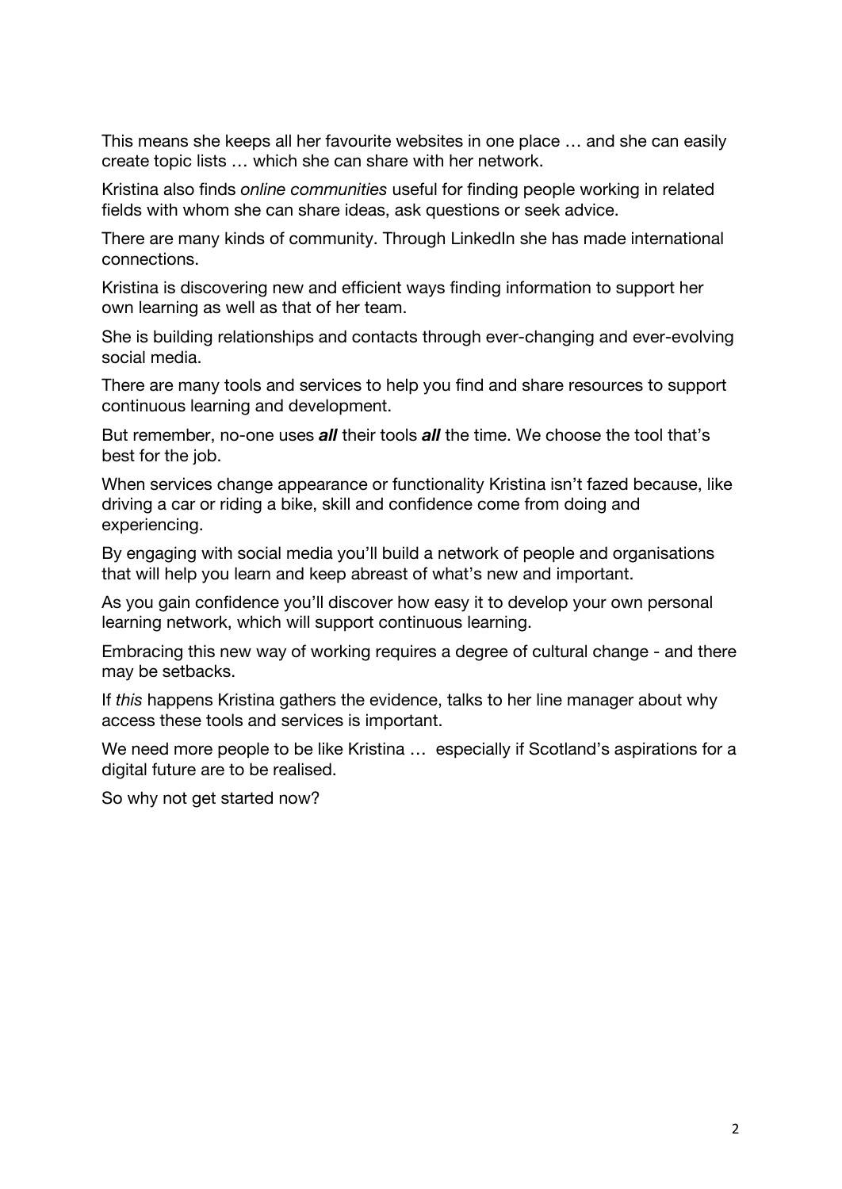This means she keeps all her favourite websites in one place … and she can easily create topic lists … which she can share with her network.

Kristina also finds *online communities* useful for finding people working in related fields with whom she can share ideas, ask questions or seek advice.

There are many kinds of community. Through LinkedIn she has made international connections.

Kristina is discovering new and efficient ways finding information to support her own learning as well as that of her team.

She is building relationships and contacts through ever-changing and ever-evolving social media.

There are many tools and services to help you find and share resources to support continuous learning and development.

But remember, no-one uses ***all*** their tools ***all*** the time. We choose the tool that's best for the job.

When services change appearance or functionality Kristina isn't fazed because, like driving a car or riding a bike, skill and confidence come from doing and experiencing.

By engaging with social media you'll build a network of people and organisations that will help you learn and keep abreast of what's new and important.

As you gain confidence you'll discover how easy it to develop your own personal learning network, which will support continuous learning.

Embracing this new way of working requires a degree of cultural change - and there may be setbacks.

If *this* happens Kristina gathers the evidence, talks to her line manager about why access these tools and services is important.

We need more people to be like Kristina … especially if Scotland's aspirations for a digital future are to be realised.

So why not get started now?